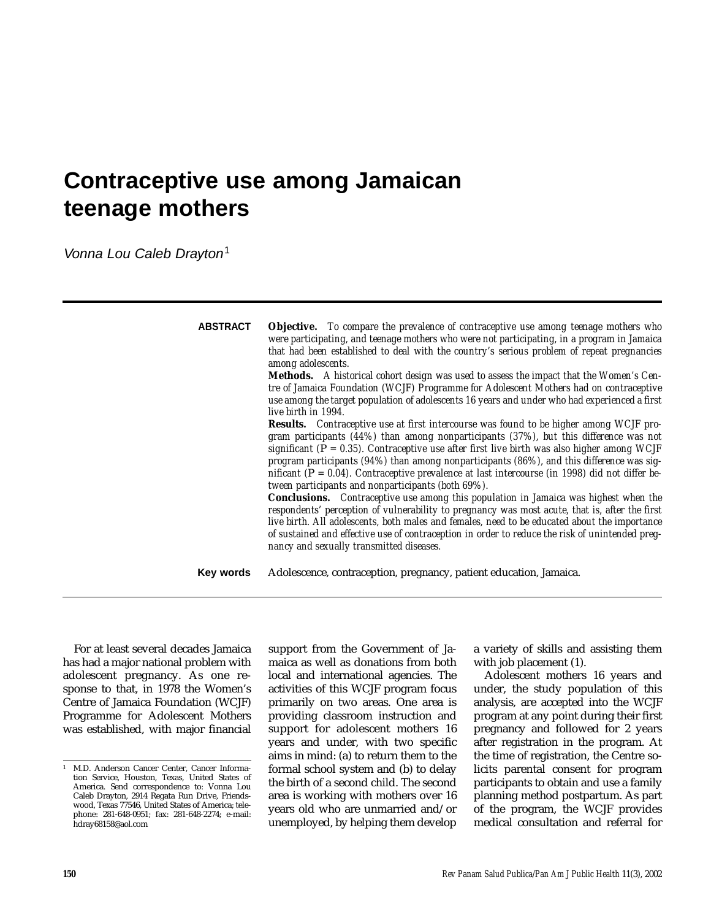# Contraceptive use among Jamaican teenage mothers

Vonna Lou Caleb Drayton[1]

**ABSTRACT**

***Objective.*** *To compare the prevalence of contraceptive use among teenage mothers who were participating, and teenage mothers who were not participating, in a program in Jamaica that had been established to deal with the country's serious problem of repeat pregnancies among adolescents.*

***Methods.*** *A historical cohort design was used to assess the impact that the Women's Centre of Jamaica Foundation (WCJF) Programme for Adolescent Mothers had on contraceptive use among the target population of adolescents 16 years and under who had experienced a first live birth in 1994.*

***Results.*** *Contraceptive use at first intercourse was found to be higher among WCJF program participants (44%) than among nonparticipants (37%), but this difference was not significant (P = 0.35). Contraceptive use after first live birth was also higher among WCJF program participants (94%) than among nonparticipants (86%), and this difference was significant (P = 0.04). Contraceptive prevalence at last intercourse (in 1998) did not differ between participants and nonparticipants (both 69%).*

***Conclusions.*** *Contraceptive use among this population in Jamaica was highest when the respondents' perception of vulnerability to pregnancy was most acute, that is, after the first live birth. All adolescents, both males and females, need to be educated about the importance of sustained and effective use of contraception in order to reduce the risk of unintended pregnancy and sexually transmitted diseases.*

**Key words** Adolescence, contraception, pregnancy, patient education, Jamaica.

For at least several decades Jamaica has had a major national problem with adolescent pregnancy. As one response to that, in 1978 the Women's Centre of Jamaica Foundation (WCJF) Programme for Adolescent Mothers was established, with major financial support from the Government of Jamaica as well as donations from both local and international agencies. The activities of this WCJF program focus primarily on two areas. One area is providing classroom instruction and support for adolescent mothers 16 years and under, with two specific aims in mind: (a) to return them to the formal school system and (b) to delay the birth of a second child. The second area is working with mothers over 16 years old who are unmarried and/or unemployed, by helping them develop a variety of skills and assisting them with job placement (1).

Adolescent mothers 16 years and under, the study population of this analysis, are accepted into the WCJF program at any point during their first pregnancy and followed for 2 years after registration in the program. At the time of registration, the Centre solicits parental consent for program participants to obtain and use a family planning method postpartum. As part of the program, the WCJF provides medical consultation and referral for

[1] M.D. Anderson Cancer Center, Cancer Information Service, Houston, Texas, United States of America. Send correspondence to: Vonna Lou Caleb Drayton, 2914 Regata Run Drive, Friendswood, Texas 77546, United States of America; telephone: 281-648-0951; fax: 281-648-2274; e-mail: hdray68158@aol.com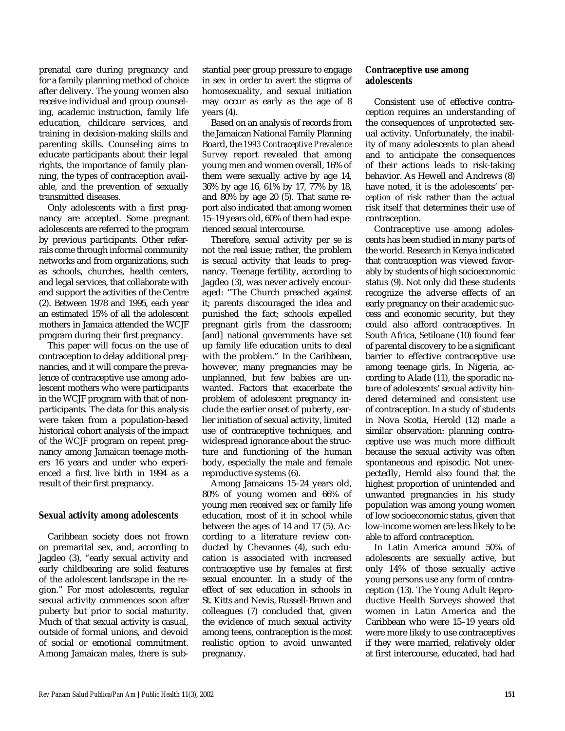prenatal care during pregnancy and for a family planning method of choice after delivery. The young women also receive individual and group counseling, academic instruction, family life education, childcare services, and training in decision-making skills and parenting skills. Counseling aims to educate participants about their legal rights, the importance of family planning, the types of contraception available, and the prevention of sexually transmitted diseases.

Only adolescents with a first pregnancy are accepted. Some pregnant adolescents are referred to the program by previous participants. Other referrals come through informal community networks and from organizations, such as schools, churches, health centers, and legal services, that collaborate with and support the activities of the Centre (2). Between 1978 and 1995, each year an estimated 15% of all the adolescent mothers in Jamaica attended the WCJF program during their first pregnancy.

This paper will focus on the use of contraception to delay additional pregnancies, and it will compare the prevalence of contraceptive use among adolescent mothers who were participants in the WCJF program with that of nonparticipants. The data for this analysis were taken from a population-based historical cohort analysis of the impact of the WCJF program on repeat pregnancy among Jamaican teenage mothers 16 years and under who experienced a first live birth in 1994 as a result of their first pregnancy.

## Sexual activity among adolescents

Caribbean society does not frown on premarital sex, and, according to Jagdeo (3), "early sexual activity and early childbearing are solid features of the adolescent landscape in the region." For most adolescents, regular sexual activity commences soon after puberty but prior to social maturity. Much of that sexual activity is casual, outside of formal unions, and devoid of social or emotional commitment. Among Jamaican males, there is substantial peer group pressure to engage in sex in order to avert the stigma of homosexuality, and sexual initiation may occur as early as the age of 8 years (4).

Based on an analysis of records from the Jamaican National Family Planning Board, the *1993 Contraceptive Prevalence Survey* report revealed that among young men and women overall, 16% of them were sexually active by age 14, 36% by age 16, 61% by 17, 77% by 18, and 80% by age 20 (5). That same report also indicated that among women 15–19 years old, 60% of them had experienced sexual intercourse.

Therefore, sexual activity per se is not the real issue; rather, the problem is sexual activity that leads to pregnancy. Teenage fertility, according to Jagdeo (3), was never actively encouraged: "The Church preached against it; parents discouraged the idea and punished the fact; schools expelled pregnant girls from the classroom; [and] national governments have set up family life education units to deal with the problem." In the Caribbean, however, many pregnancies may be unplanned, but few babies are unwanted. Factors that exacerbate the problem of adolescent pregnancy include the earlier onset of puberty, earlier initiation of sexual activity, limited use of contraceptive techniques, and widespread ignorance about the structure and functioning of the human body, especially the male and female reproductive systems (6).

Among Jamaicans 15–24 years old, 80% of young women and 66% of young men received sex or family life education, most of it in school while between the ages of 14 and 17 (5). According to a literature review conducted by Chevannes (4), such education is associated with increased contraceptive use by females at first sexual encounter. In a study of the effect of sex education in schools in St. Kitts and Nevis, Russell-Brown and colleagues (7) concluded that, given the evidence of much sexual activity among teens, contraception is *the* most realistic option to avoid unwanted pregnancy.

## Contraceptive use among adolescents

Consistent use of effective contraception requires an understanding of the consequences of unprotected sexual activity. Unfortunately, the inability of many adolescents to plan ahead and to anticipate the consequences of their actions leads to risk-taking behavior. As Hewell and Andrews (8) have noted, it is the adolescents' *perception* of risk rather than the actual risk itself that determines their use of contraception.

Contraceptive use among adolescents has been studied in many parts of the world. Research in Kenya indicated that contraception was viewed favorably by students of high socioeconomic status (9). Not only did these students recognize the adverse effects of an early pregnancy on their academic success and economic security, but they could also afford contraceptives. In South Africa, Setiloane (10) found fear of parental discovery to be a significant barrier to effective contraceptive use among teenage girls. In Nigeria, according to Alade (11), the sporadic nature of adolescents' sexual activity hindered determined and consistent use of contraception. In a study of students in Nova Scotia, Herold (12) made a similar observation: planning contraceptive use was much more difficult because the sexual activity was often spontaneous and episodic. Not unexpectedly, Herold also found that the highest proportion of unintended and unwanted pregnancies in his study population was among young women of low socioeconomic status, given that low-income women are less likely to be able to afford contraception.

In Latin America around 50% of adolescents are sexually active, but only 14% of those sexually active young persons use any form of contraception (13). The Young Adult Reproductive Health Surveys showed that women in Latin America and the Caribbean who were 15–19 years old were more likely to use contraceptives if they were married, relatively older at first intercourse, educated, had had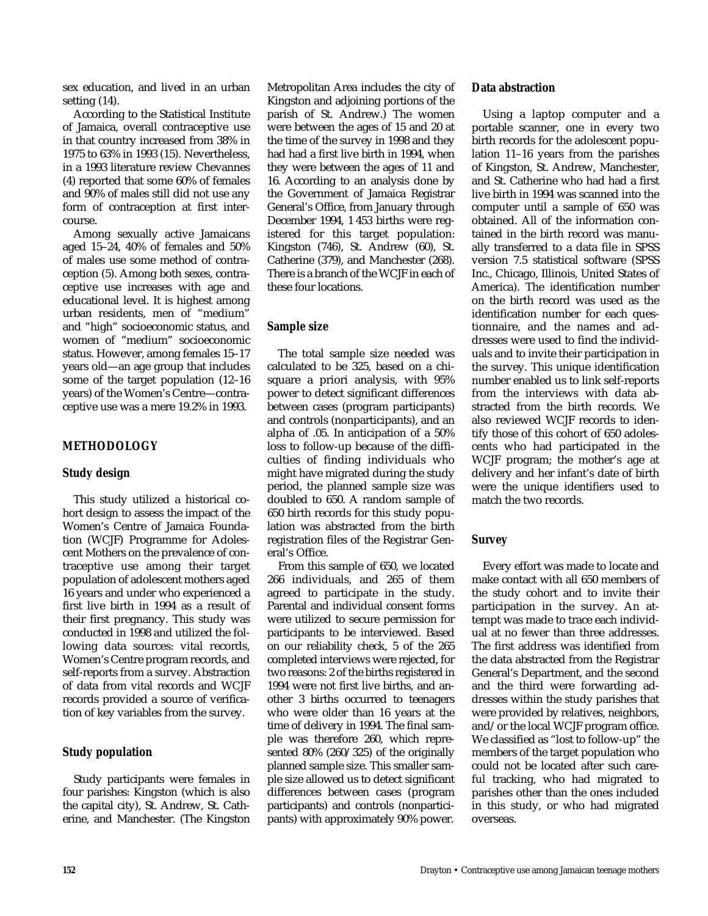sex education, and lived in an urban setting (14).

According to the Statistical Institute of Jamaica, overall contraceptive use in that country increased from 38% in 1975 to 63% in 1993 (15). Nevertheless, in a 1993 literature review Chevannes (4) reported that some 60% of females and 90% of males still did not use any form of contraception at first intercourse.

Among sexually active Jamaicans aged 15–24, 40% of females and 50% of males use some method of contraception (5). Among both sexes, contraceptive use increases with age and educational level. It is highest among urban residents, men of "medium" and "high" socioeconomic status, and women of "medium" socioeconomic status. However, among females 15–17 years old—an age group that includes some of the target population (12–16 years) of the Women's Centre—contraceptive use was a mere 19.2% in 1993.

## METHODOLOGY

### Study design

This study utilized a historical cohort design to assess the impact of the Women's Centre of Jamaica Foundation (WCJF) Programme for Adolescent Mothers on the prevalence of contraceptive use among their target population of adolescent mothers aged 16 years and under who experienced a first live birth in 1994 as a result of their first pregnancy. This study was conducted in 1998 and utilized the following data sources: vital records, Women's Centre program records, and self-reports from a survey. Abstraction of data from vital records and WCJF records provided a source of verification of key variables from the survey.

### Study population

Study participants were females in four parishes: Kingston (which is also the capital city), St. Andrew, St. Catherine, and Manchester. (The Kingston Metropolitan Area includes the city of Kingston and adjoining portions of the parish of St. Andrew.) The women were between the ages of 15 and 20 at the time of the survey in 1998 and they had had a first live birth in 1994, when they were between the ages of 11 and 16. According to an analysis done by the Government of Jamaica Registrar General's Office, from January through December 1994, 1 453 births were registered for this target population: Kingston (746), St. Andrew (60), St. Catherine (379), and Manchester (268). There is a branch of the WCJF in each of these four locations.

### Sample size

The total sample size needed was calculated to be 325, based on a chi-square a priori analysis, with 95% power to detect significant differences between cases (program participants) and controls (nonparticipants), and an alpha of .05. In anticipation of a 50% loss to follow-up because of the difficulties of finding individuals who might have migrated during the study period, the planned sample size was doubled to 650. A random sample of 650 birth records for this study population was abstracted from the birth registration files of the Registrar General's Office.

From this sample of 650, we located 266 individuals, and 265 of them agreed to participate in the study. Parental and individual consent forms were utilized to secure permission for participants to be interviewed. Based on our reliability check, 5 of the 265 completed interviews were rejected, for two reasons: 2 of the births registered in 1994 were not first live births, and another 3 births occurred to teenagers who were older than 16 years at the time of delivery in 1994. The final sample was therefore 260, which represented 80% (260/325) of the originally planned sample size. This smaller sample size allowed us to detect significant differences between cases (program participants) and controls (nonparticipants) with approximately 90% power.

### Data abstraction

Using a laptop computer and a portable scanner, one in every two birth records for the adolescent population 11–16 years from the parishes of Kingston, St. Andrew, Manchester, and St. Catherine who had had a first live birth in 1994 was scanned into the computer until a sample of 650 was obtained. All of the information contained in the birth record was manually transferred to a data file in SPSS version 7.5 statistical software (SPSS Inc., Chicago, Illinois, United States of America). The identification number on the birth record was used as the identification number for each questionnaire, and the names and addresses were used to find the individuals and to invite their participation in the survey. This unique identification number enabled us to link self-reports from the interviews with data abstracted from the birth records. We also reviewed WCJF records to identify those of this cohort of 650 adolescents who had participated in the WCJF program; the mother's age at delivery and her infant's date of birth were the unique identifiers used to match the two records.

### Survey

Every effort was made to locate and make contact with all 650 members of the study cohort and to invite their participation in the survey. An attempt was made to trace each individual at no fewer than three addresses. The first address was identified from the data abstracted from the Registrar General's Department, and the second and the third were forwarding addresses within the study parishes that were provided by relatives, neighbors, and/or the local WCJF program office. We classified as "lost to follow-up" the members of the target population who could not be located after such careful tracking, who had migrated to parishes other than the ones included in this study, or who had migrated overseas.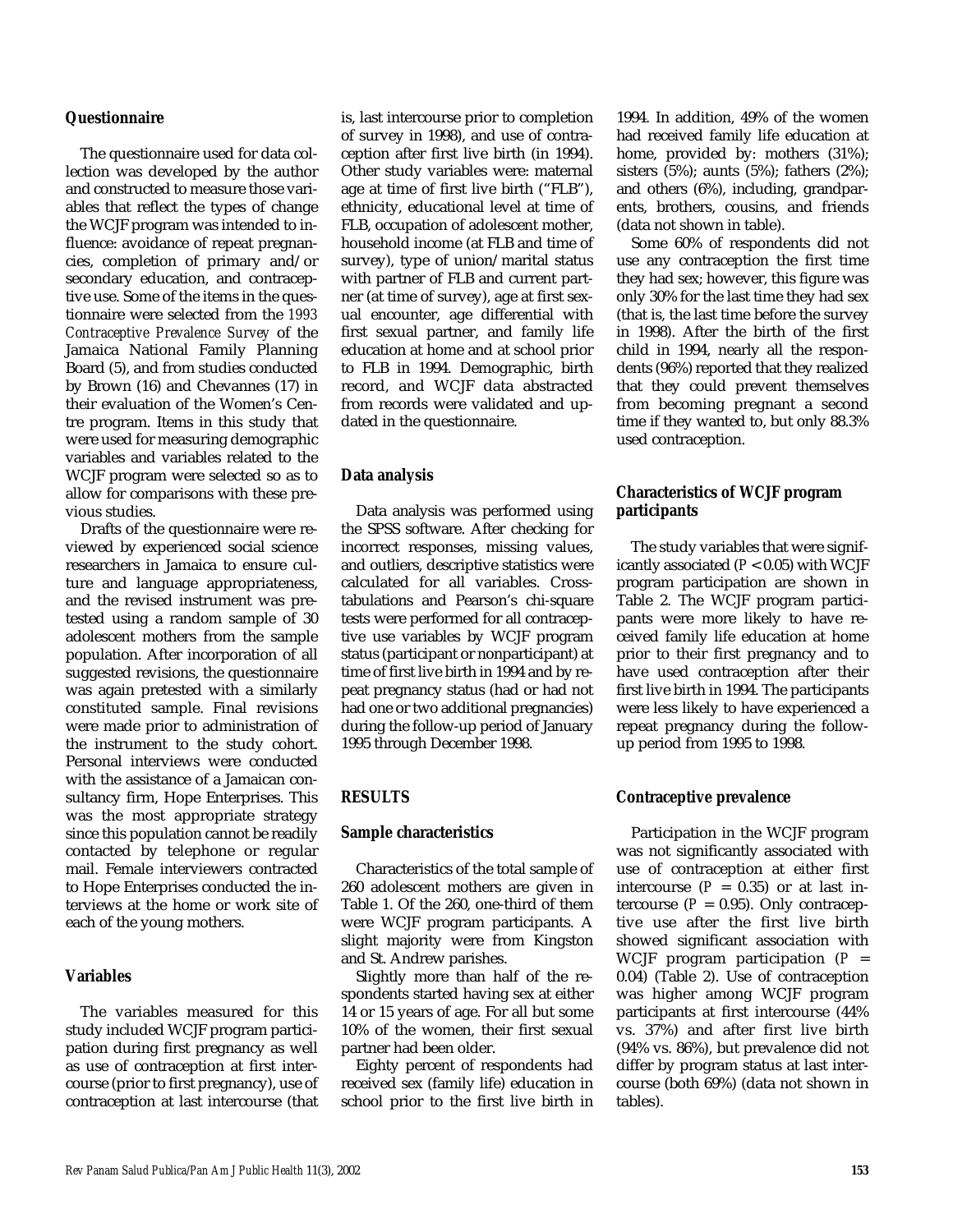### Questionnaire

The questionnaire used for data collection was developed by the author and constructed to measure those variables that reflect the types of change the WCJF program was intended to influence: avoidance of repeat pregnancies, completion of primary and/or secondary education, and contraceptive use. Some of the items in the questionnaire were selected from the *1993 Contraceptive Prevalence Survey* of the Jamaica National Family Planning Board (5), and from studies conducted by Brown (16) and Chevannes (17) in their evaluation of the Women's Centre program. Items in this study that were used for measuring demographic variables and variables related to the WCJF program were selected so as to allow for comparisons with these previous studies.

Drafts of the questionnaire were reviewed by experienced social science researchers in Jamaica to ensure culture and language appropriateness, and the revised instrument was pretested using a random sample of 30 adolescent mothers from the sample population. After incorporation of all suggested revisions, the questionnaire was again pretested with a similarly constituted sample. Final revisions were made prior to administration of the instrument to the study cohort. Personal interviews were conducted with the assistance of a Jamaican consultancy firm, Hope Enterprises. This was the most appropriate strategy since this population cannot be readily contacted by telephone or regular mail. Female interviewers contracted to Hope Enterprises conducted the interviews at the home or work site of each of the young mothers.

### Variables

The variables measured for this study included WCJF program participation during first pregnancy as well as use of contraception at first intercourse (prior to first pregnancy), use of contraception at last intercourse (that is, last intercourse prior to completion of survey in 1998), and use of contraception after first live birth (in 1994). Other study variables were: maternal age at time of first live birth ("FLB"), ethnicity, educational level at time of FLB, occupation of adolescent mother, household income (at FLB and time of survey), type of union/marital status with partner of FLB and current partner (at time of survey), age at first sexual encounter, age differential with first sexual partner, and family life education at home and at school prior to FLB in 1994. Demographic, birth record, and WCJF data abstracted from records were validated and updated in the questionnaire.

### Data analysis

Data analysis was performed using the SPSS software. After checking for incorrect responses, missing values, and outliers, descriptive statistics were calculated for all variables. Crosstabulations and Pearson's chi-square tests were performed for all contraceptive use variables by WCJF program status (participant or nonparticipant) at time of first live birth in 1994 and by repeat pregnancy status (had or had not had one or two additional pregnancies) during the follow-up period of January 1995 through December 1998.

## RESULTS

### Sample characteristics

Characteristics of the total sample of 260 adolescent mothers are given in Table 1. Of the 260, one-third of them were WCJF program participants. A slight majority were from Kingston and St. Andrew parishes.

Slightly more than half of the respondents started having sex at either 14 or 15 years of age. For all but some 10% of the women, their first sexual partner had been older.

Eighty percent of respondents had received sex (family life) education in school prior to the first live birth in 1994. In addition, 49% of the women had received family life education at home, provided by: mothers (31%); sisters (5%); aunts (5%); fathers (2%); and others (6%), including, grandparents, brothers, cousins, and friends (data not shown in table).

Some 60% of respondents did not use any contraception the first time they had sex; however, this figure was only 30% for the last time they had sex (that is, the last time before the survey in 1998). After the birth of the first child in 1994, nearly all the respondents (96%) reported that they realized that they could prevent themselves from becoming pregnant a second time if they wanted to, but only 88.3% used contraception.

### Characteristics of WCJF program participants

The study variables that were significantly associated ($P < 0.05$) with WCJF program participation are shown in Table 2. The WCJF program participants were more likely to have received family life education at home prior to their first pregnancy and to have used contraception after their first live birth in 1994. The participants were less likely to have experienced a repeat pregnancy during the follow-up period from 1995 to 1998.

### Contraceptive prevalence

Participation in the WCJF program was not significantly associated with use of contraception at either first intercourse ($P = 0.35$) or at last intercourse ($P = 0.95$). Only contraceptive use after the first live birth showed significant association with WCJF program participation ($P = 0.04$) (Table 2). Use of contraception was higher among WCJF program participants at first intercourse (44% vs. 37%) and after first live birth (94% vs. 86%), but prevalence did not differ by program status at last intercourse (both 69%) (data not shown in tables).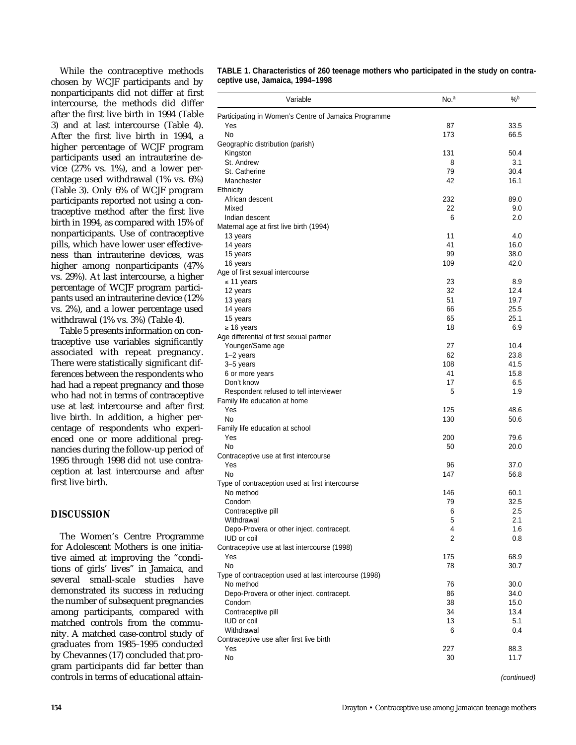While the contraceptive methods chosen by WCJF participants and by nonparticipants did not differ at first intercourse, the methods did differ after the first live birth in 1994 (Table 3) and at last intercourse (Table 4). After the first live birth in 1994, a higher percentage of WCJF program participants used an intrauterine device (27% vs. 1%), and a lower percentage used withdrawal (1% vs. 6%) (Table 3). Only 6% of WCJF program participants reported not using a contraceptive method after the first live birth in 1994, as compared with 15% of nonparticipants. Use of contraceptive pills, which have lower user effectiveness than intrauterine devices, was higher among nonparticipants (47% vs. 29%). At last intercourse, a higher percentage of WCJF program participants used an intrauterine device (12% vs. 2%), and a lower percentage used withdrawal (1% vs. 3%) (Table 4).

Table 5 presents information on contraceptive use variables significantly associated with repeat pregnancy. There were statistically significant differences between the respondents who had had a repeat pregnancy and those who had not in terms of contraceptive use at last intercourse and after first live birth. In addition, a higher percentage of respondents who experienced one or more additional pregnancies during the follow-up period of 1995 through 1998 did *not* use contraception at last intercourse and after first live birth.

## DISCUSSION

The Women's Centre Programme for Adolescent Mothers is one initiative aimed at improving the "conditions of girls' lives" in Jamaica, and several small-scale studies have demonstrated its success in reducing the number of subsequent pregnancies among participants, compared with matched controls from the community. A matched case-control study of graduates from 1985–1995 conducted by Chevannes (17) concluded that program participants did far better than controls in terms of educational attain-

**TABLE 1. Characteristics of 260 teenage mothers who participated in the study on contraceptive use, Jamaica, 1994–1998**

| Variable | No.[a] | %[b] |
|---|---|---|
| Participating in Women's Centre of Jamaica Programme | | |
| Yes | 87 | 33.5 |
| No | 173 | 66.5 |
| Geographic distribution (parish) | | |
| Kingston | 131 | 50.4 |
| St. Andrew | 8 | 3.1 |
| St. Catherine | 79 | 30.4 |
| Manchester | 42 | 16.1 |
| Ethnicity | | |
| African descent | 232 | 89.0 |
| Mixed | 22 | 9.0 |
| Indian descent | 6 | 2.0 |
| Maternal age at first live birth (1994) | | |
| 13 years | 11 | 4.0 |
| 14 years | 41 | 16.0 |
| 15 years | 99 | 38.0 |
| 16 years | 109 | 42.0 |
| Age of first sexual intercourse | | |
| ≤ 11 years | 23 | 8.9 |
| 12 years | 32 | 12.4 |
| 13 years | 51 | 19.7 |
| 14 years | 66 | 25.5 |
| 15 years | 65 | 25.1 |
| ≥ 16 years | 18 | 6.9 |
| Age differential of first sexual partner | | |
| Younger/Same age | 27 | 10.4 |
| 1–2 years | 62 | 23.8 |
| 3–5 years | 108 | 41.5 |
| 6 or more years | 41 | 15.8 |
| Don't know | 17 | 6.5 |
| Respondent refused to tell interviewer | 5 | 1.9 |
| Family life education at home | | |
| Yes | 125 | 48.6 |
| No | 130 | 50.6 |
| Family life education at school | | |
| Yes | 200 | 79.6 |
| No | 50 | 20.0 |
| Contraceptive use at first intercourse | | |
| Yes | 96 | 37.0 |
| No | 147 | 56.8 |
| Type of contraception used at first intercourse | | |
| No method | 146 | 60.1 |
| Condom | 79 | 32.5 |
| Contraceptive pill | 6 | 2.5 |
| Withdrawal | 5 | 2.1 |
| Depo-Provera or other inject. contracept. | 4 | 1.6 |
| IUD or coil | 2 | 0.8 |
| Contraceptive use at last intercourse (1998) | | |
| Yes | 175 | 68.9 |
| No | 78 | 30.7 |
| Type of contraception used at last intercourse (1998) | | |
| No method | 76 | 30.0 |
| Depo-Provera or other inject. contracept. | 86 | 34.0 |
| Condom | 38 | 15.0 |
| Contraceptive pill | 34 | 13.4 |
| IUD or coil | 13 | 5.1 |
| Withdrawal | 6 | 0.4 |
| Contraceptive use after first live birth | | |
| Yes | 227 | 88.3 |
| No | 30 | 11.7 |

*(continued)*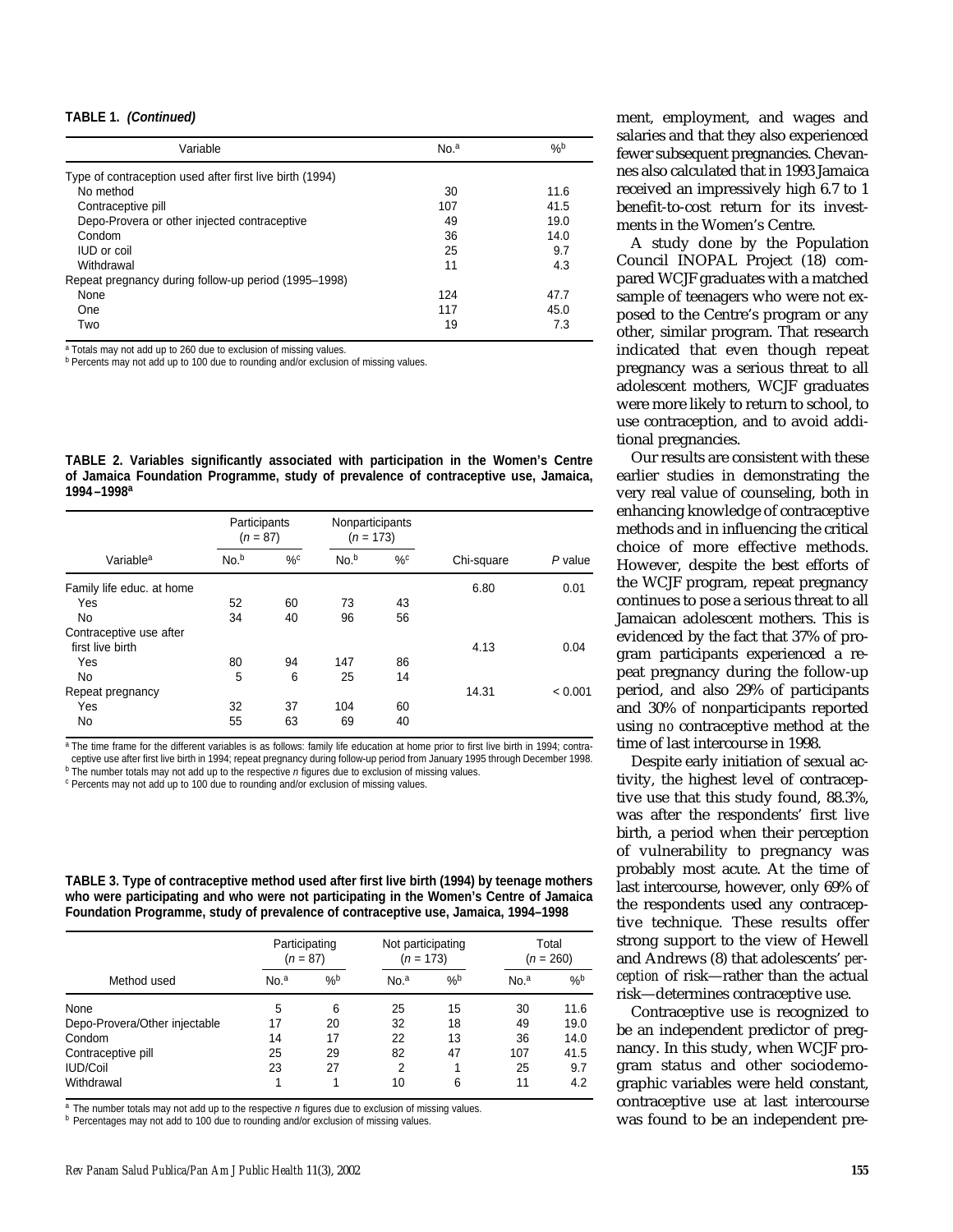**TABLE 1. *(Continued)***

| Variable | No.[a] | %[b] |
|---|---|---|
| Type of contraception used after first live birth (1994) | | |
| No method | 30 | 11.6 |
| Contraceptive pill | 107 | 41.5 |
| Depo-Provera or other injected contraceptive | 49 | 19.0 |
| Condom | 36 | 14.0 |
| IUD or coil | 25 | 9.7 |
| Withdrawal | 11 | 4.3 |
| Repeat pregnancy during follow-up period (1995–1998) | | |
| None | 124 | 47.7 |
| One | 117 | 45.0 |
| Two | 19 | 7.3 |

[a] Totals may not add up to 260 due to exclusion of missing values.
[b] Percents may not add up to 100 due to rounding and/or exclusion of missing values.

**TABLE 2. Variables significantly associated with participation in the Women's Centre of Jamaica Foundation Programme, study of prevalence of contraceptive use, Jamaica, 1994–1998[a]**

| Variable[a] | Participants ($n$ = 87) No.[b] | Participants %[c] | Nonparticipants ($n$ = 173) No.[b] | Nonparticipants %[c] | Chi-square | *P* value |
|---|---|---|---|---|---|---|
| Family life educ. at home | | | | | 6.80 | 0.01 |
| Yes | 52 | 60 | 73 | 43 | | |
| No | 34 | 40 | 96 | 56 | | |
| Contraceptive use after first live birth | | | | | 4.13 | 0.04 |
| Yes | 80 | 94 | 147 | 86 | | |
| No | 5 | 6 | 25 | 14 | | |
| Repeat pregnancy | | | | | 14.31 | < 0.001 |
| Yes | 32 | 37 | 104 | 60 | | |
| No | 55 | 63 | 69 | 40 | | |

[a] The time frame for the different variables is as follows: family life education at home prior to first live birth in 1994; contraceptive use after first live birth in 1994; repeat pregnancy during follow-up period from January 1995 through December 1998.
[b] The number totals may not add up to the respective $n$ figures due to exclusion of missing values.
[c] Percents may not add up to 100 due to rounding and/or exclusion of missing values.

**TABLE 3. Type of contraceptive method used after first live birth (1994) by teenage mothers who were participating and who were not participating in the Women's Centre of Jamaica Foundation Programme, study of prevalence of contraceptive use, Jamaica, 1994–1998**

| Method used | Participating ($n$ = 87) No.[a] | Participating %[b] | Not participating ($n$ = 173) No.[a] | Not participating %[b] | Total ($n$ = 260) No.[a] | Total %[b] |
|---|---|---|---|---|---|---|
| None | 5 | 6 | 25 | 15 | 30 | 11.6 |
| Depo-Provera/Other injectable | 17 | 20 | 32 | 18 | 49 | 19.0 |
| Condom | 14 | 17 | 22 | 13 | 36 | 14.0 |
| Contraceptive pill | 25 | 29 | 82 | 47 | 107 | 41.5 |
| IUD/Coil | 23 | 27 | 2 | 1 | 25 | 9.7 |
| Withdrawal | 1 | 1 | 10 | 6 | 11 | 4.2 |

[a] The number totals may not add up to the respective $n$ figures due to exclusion of missing values.
[b] Percentages may not add to 100 due to rounding and/or exclusion of missing values.

ment, employment, and wages and salaries and that they also experienced fewer subsequent pregnancies. Chevannes also calculated that in 1993 Jamaica received an impressively high 6.7 to 1 benefit-to-cost return for its investments in the Women's Centre.

A study done by the Population Council INOPAL Project (18) compared WCJF graduates with a matched sample of teenagers who were not exposed to the Centre's program or any other, similar program. That research indicated that even though repeat pregnancy was a serious threat to all adolescent mothers, WCJF graduates were more likely to return to school, to use contraception, and to avoid additional pregnancies.

Our results are consistent with these earlier studies in demonstrating the very real value of counseling, both in enhancing knowledge of contraceptive methods and in influencing the critical choice of more effective methods. However, despite the best efforts of the WCJF program, repeat pregnancy continues to pose a serious threat to all Jamaican adolescent mothers. This is evidenced by the fact that 37% of program participants experienced a repeat pregnancy during the follow-up period, and also 29% of participants and 30% of nonparticipants reported using *no* contraceptive method at the time of last intercourse in 1998.

Despite early initiation of sexual activity, the highest level of contraceptive use that this study found, 88.3%, was after the respondents' first live birth, a period when their perception of vulnerability to pregnancy was probably most acute. At the time of last intercourse, however, only 69% of the respondents used any contraceptive technique. These results offer strong support to the view of Hewell and Andrews (8) that adolescents' *perception* of risk—rather than the actual risk—determines contraceptive use.

Contraceptive use is recognized to be an independent predictor of pregnancy. In this study, when WCJF program status and other sociodemographic variables were held constant, contraceptive use at last intercourse was found to be an independent pre-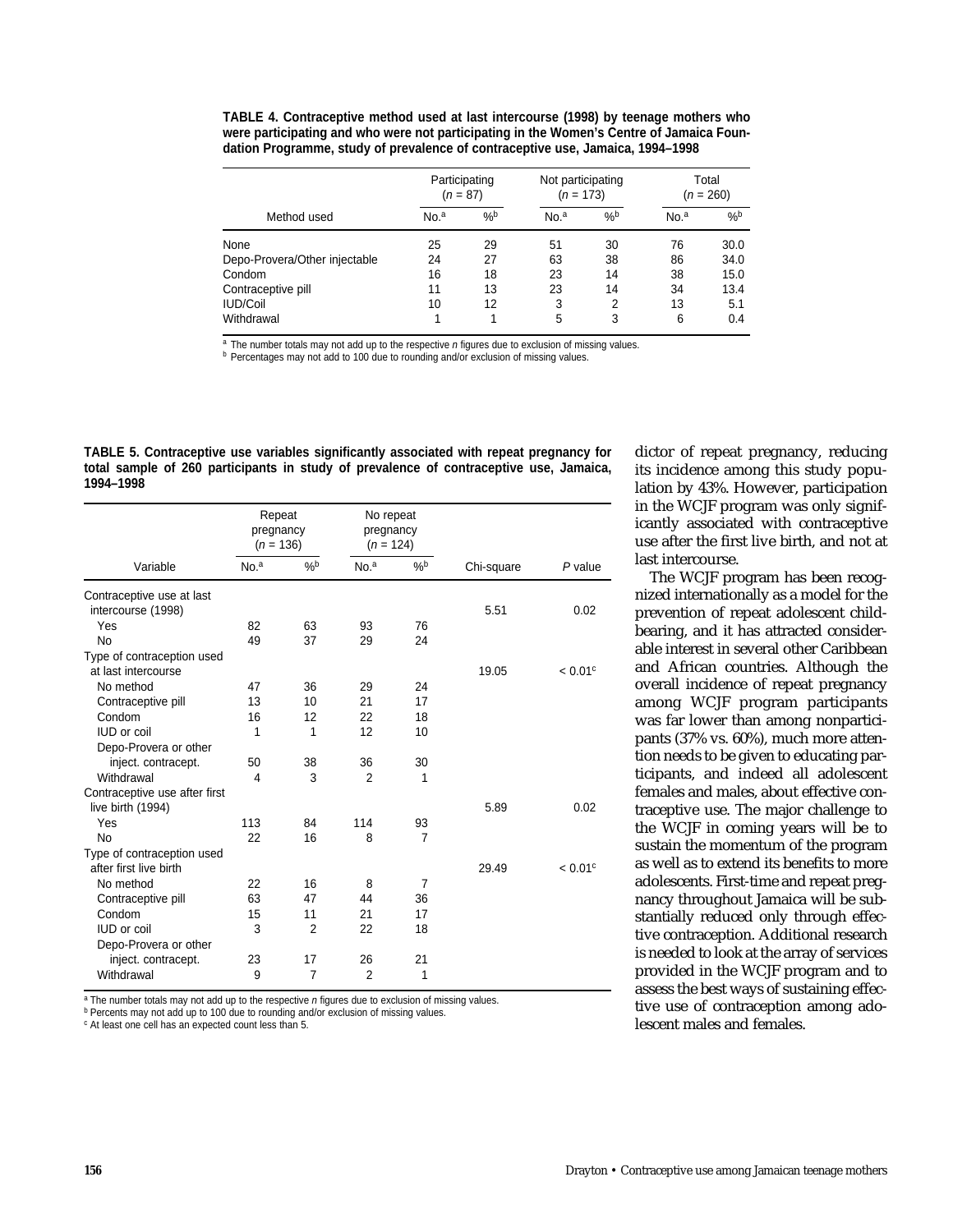**TABLE 4. Contraceptive method used at last intercourse (1998) by teenage mothers who were participating and who were not participating in the Women's Centre of Jamaica Foundation Programme, study of prevalence of contraceptive use, Jamaica, 1994–1998**

| Method used | Participating (*n* = 87) | | Not participating (*n* = 173) | | Total (*n* = 260) | |
|---|---|---|---|---|---|---|
| | No.[a] | %[b] | No.[a] | %[b] | No.[a] | %[b] |
| None | 25 | 29 | 51 | 30 | 76 | 30.0 |
| Depo-Provera/Other injectable | 24 | 27 | 63 | 38 | 86 | 34.0 |
| Condom | 16 | 18 | 23 | 14 | 38 | 15.0 |
| Contraceptive pill | 11 | 13 | 23 | 14 | 34 | 13.4 |
| IUD/Coil | 10 | 12 | 3 | 2 | 13 | 5.1 |
| Withdrawal | 1 | 1 | 5 | 3 | 6 | 0.4 |

[a] The number totals may not add up to the respective *n* figures due to exclusion of missing values.
[b] Percentages may not add to 100 due to rounding and/or exclusion of missing values.

**TABLE 5. Contraceptive use variables significantly associated with repeat pregnancy for total sample of 260 participants in study of prevalence of contraceptive use, Jamaica, 1994–1998**

| Variable | Repeat pregnancy (*n* = 136) | | No repeat pregnancy (*n* = 124) | | Chi-square | *P* value |
|---|---|---|---|---|---|---|
| | No.[a] | %[b] | No.[a] | %[b] | | |
| Contraceptive use at last intercourse (1998) | | | | | 5.51 | 0.02 |
| Yes | 82 | 63 | 93 | 76 | | |
| No | 49 | 37 | 29 | 24 | | |
| Type of contraception used at last intercourse | | | | | 19.05 | < 0.01[c] |
| No method | 47 | 36 | 29 | 24 | | |
| Contraceptive pill | 13 | 10 | 21 | 17 | | |
| Condom | 16 | 12 | 22 | 18 | | |
| IUD or coil | 1 | 1 | 12 | 10 | | |
| Depo-Provera or other inject. contracept. | 50 | 38 | 36 | 30 | | |
| Withdrawal | 4 | 3 | 2 | 1 | | |
| Contraceptive use after first live birth (1994) | | | | | 5.89 | 0.02 |
| Yes | 113 | 84 | 114 | 93 | | |
| No | 22 | 16 | 8 | 7 | | |
| Type of contraception used after first live birth | | | | | 29.49 | < 0.01[c] |
| No method | 22 | 16 | 8 | 7 | | |
| Contraceptive pill | 63 | 47 | 44 | 36 | | |
| Condom | 15 | 11 | 21 | 17 | | |
| IUD or coil | 3 | 2 | 22 | 18 | | |
| Depo-Provera or other inject. contracept. | 23 | 17 | 26 | 21 | | |
| Withdrawal | 9 | 7 | 2 | 1 | | |

[a] The number totals may not add up to the respective *n* figures due to exclusion of missing values.
[b] Percents may not add up to 100 due to rounding and/or exclusion of missing values.
[c] At least one cell has an expected count less than 5.

dictor of repeat pregnancy, reducing its incidence among this study population by 43%. However, participation in the WCJF program was only significantly associated with contraceptive use after the first live birth, and not at last intercourse.

The WCJF program has been recognized internationally as a model for the prevention of repeat adolescent childbearing, and it has attracted considerable interest in several other Caribbean and African countries. Although the overall incidence of repeat pregnancy among WCJF program participants was far lower than among nonparticipants (37% vs. 60%), much more attention needs to be given to educating participants, and indeed all adolescent females and males, about effective contraceptive use. The major challenge to the WCJF in coming years will be to sustain the momentum of the program as well as to extend its benefits to more adolescents. First-time and repeat pregnancy throughout Jamaica will be substantially reduced only through effective contraception. Additional research is needed to look at the array of services provided in the WCJF program and to assess the best ways of sustaining effective use of contraception among adolescent males and females.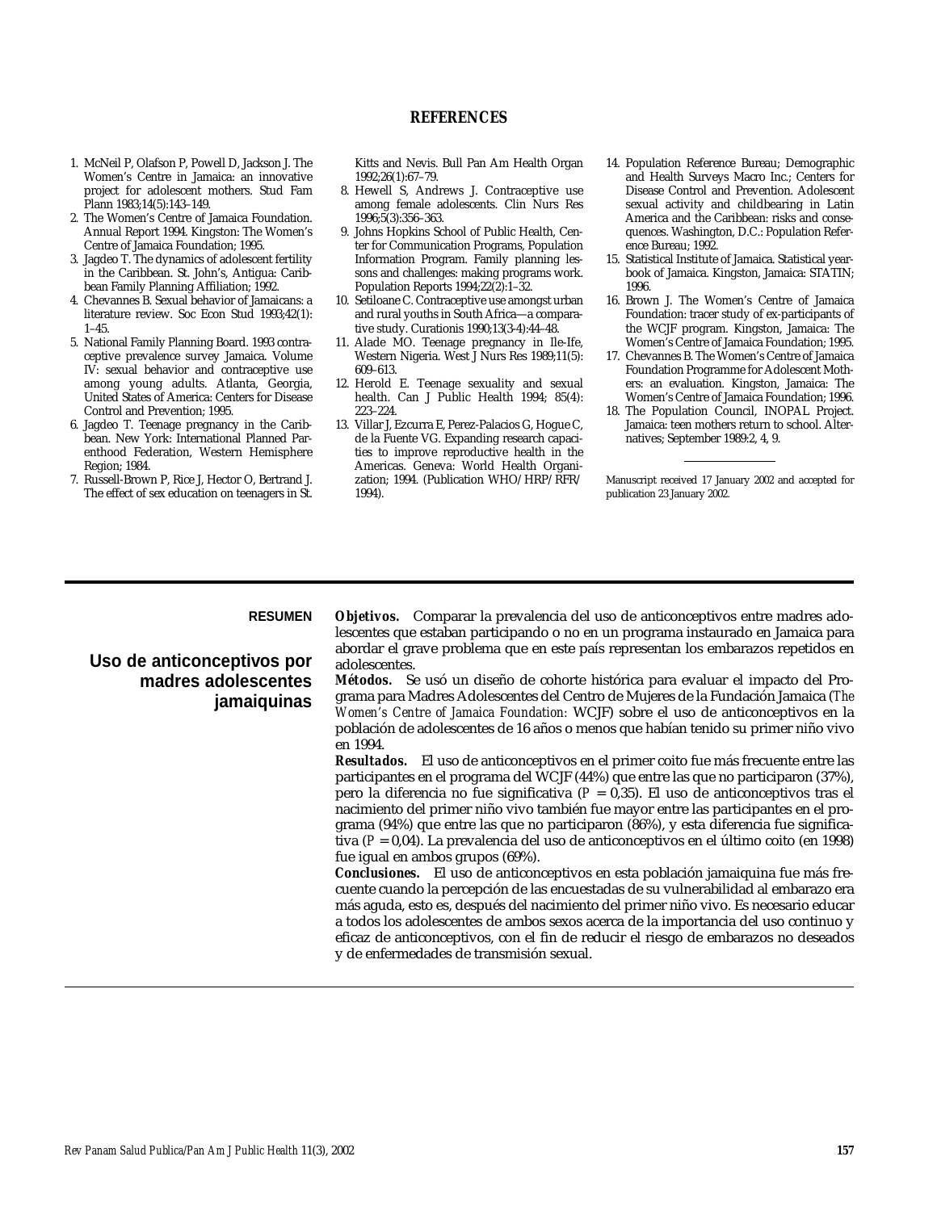## REFERENCES

1. McNeil P, Olafson P, Powell D, Jackson J. The Women's Centre in Jamaica: an innovative project for adolescent mothers. Stud Fam Plann 1983;14(5):143–149.
2. The Women's Centre of Jamaica Foundation. Annual Report 1994. Kingston: The Women's Centre of Jamaica Foundation; 1995.
3. Jagdeo T. The dynamics of adolescent fertility in the Caribbean. St. John's, Antigua: Caribbean Family Planning Affiliation; 1992.
4. Chevannes B. Sexual behavior of Jamaicans: a literature review. Soc Econ Stud 1993;42(1): 1–45.
5. National Family Planning Board. 1993 contraceptive prevalence survey Jamaica. Volume IV: sexual behavior and contraceptive use among young adults. Atlanta, Georgia, United States of America: Centers for Disease Control and Prevention; 1995.
6. Jagdeo T. Teenage pregnancy in the Caribbean. New York: International Planned Parenthood Federation, Western Hemisphere Region; 1984.
7. Russell-Brown P, Rice J, Hector O, Bertrand J. The effect of sex education on teenagers in St. Kitts and Nevis. Bull Pan Am Health Organ 1992;26(1):67–79.
8. Hewell S, Andrews J. Contraceptive use among female adolescents. Clin Nurs Res 1996;5(3):356–363.
9. Johns Hopkins School of Public Health, Center for Communication Programs, Population Information Program. Family planning lessons and challenges: making programs work. Population Reports 1994;22(2):1–32.
10. Setiloane C. Contraceptive use amongst urban and rural youths in South Africa—a comparative study. Curationis 1990;13(3-4):44–48.
11. Alade MO. Teenage pregnancy in Ile-Ife, Western Nigeria. West J Nurs Res 1989;11(5): 609–613.
12. Herold E. Teenage sexuality and sexual health. Can J Public Health 1994; 85(4): 223–224.
13. Villar J, Ezcurra E, Perez-Palacios G, Hogue C, de la Fuente VG. Expanding research capacities to improve reproductive health in the Americas. Geneva: World Health Organization; 1994. (Publication WHO/HRP/RFR/ 1994).
14. Population Reference Bureau; Demographic and Health Surveys Macro Inc.; Centers for Disease Control and Prevention. Adolescent sexual activity and childbearing in Latin America and the Caribbean: risks and consequences. Washington, D.C.: Population Reference Bureau; 1992.
15. Statistical Institute of Jamaica. Statistical yearbook of Jamaica. Kingston, Jamaica: STATIN; 1996.
16. Brown J. The Women's Centre of Jamaica Foundation: tracer study of ex-participants of the WCJF program. Kingston, Jamaica: The Women's Centre of Jamaica Foundation; 1995.
17. Chevannes B. The Women's Centre of Jamaica Foundation Programme for Adolescent Mothers: an evaluation. Kingston, Jamaica: The Women's Centre of Jamaica Foundation; 1996.
18. The Population Council, INOPAL Project. Jamaica: teen mothers return to school. Alternatives; September 1989:2, 4, 9.

Manuscript received 17 January 2002 and accepted for publication 23 January 2002.

---

**RESUMEN**

## Uso de anticonceptivos por madres adolescentes jamaiquinas

***Objetivos.*** Comparar la prevalencia del uso de anticonceptivos entre madres adolescentes que estaban participando o no en un programa instaurado en Jamaica para abordar el grave problema que en este país representan los embarazos repetidos en adolescentes.

***Métodos.*** Se usó un diseño de cohorte histórica para evaluar el impacto del Programa para Madres Adolescentes del Centro de Mujeres de la Fundación Jamaica (*The Women's Centre of Jamaica Foundation:* WCJF) sobre el uso de anticonceptivos en la población de adolescentes de 16 años o menos que habían tenido su primer niño vivo en 1994.

***Resultados.*** El uso de anticonceptivos en el primer coito fue más frecuente entre las participantes en el programa del WCJF (44%) que entre las que no participaron (37%), pero la diferencia no fue significativa ($P$ = 0,35). El uso de anticonceptivos tras el nacimiento del primer niño vivo también fue mayor entre las participantes en el programa (94%) que entre las que no participaron (86%), y esta diferencia fue significativa ($P$ = 0,04). La prevalencia del uso de anticonceptivos en el último coito (en 1998) fue igual en ambos grupos (69%).

***Conclusiones.*** El uso de anticonceptivos en esta población jamaiquina fue más frecuente cuando la percepción de las encuestadas de su vulnerabilidad al embarazo era más aguda, esto es, después del nacimiento del primer niño vivo. Es necesario educar a todos los adolescentes de ambos sexos acerca de la importancia del uso continuo y eficaz de anticonceptivos, con el fin de reducir el riesgo de embarazos no deseados y de enfermedades de transmisión sexual.